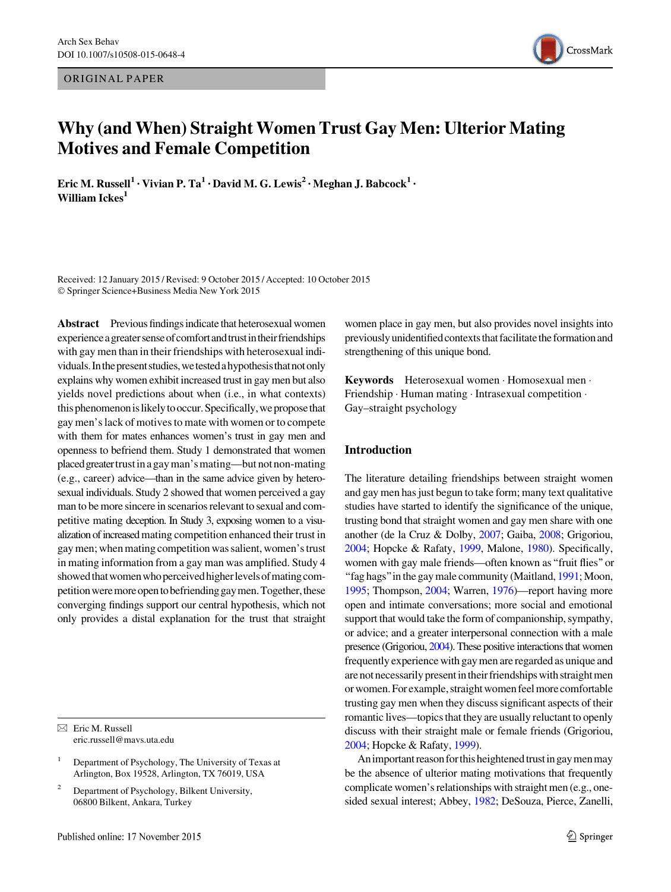ORIGINAL PAPER

# Why (and When) Straight Women Trust Gay Men: Ulterior Mating Motives and Female Competition

**Eric M. Russell[1] · Vivian P. Ta[1] · David M. G. Lewis[2] · Meghan J. Babcock[1] · William Ickes[1]**

Received: 12 January 2015 / Revised: 9 October 2015 / Accepted: 10 October 2015
© Springer Science+Business Media New York 2015

**Abstract** Previous findings indicate that heterosexual women experience a greater sense of comfort and trust in their friendships with gay men than in their friendships with heterosexual individuals. In the present studies, we tested a hypothesis that not only explains why women exhibit increased trust in gay men but also yields novel predictions about when (i.e., in what contexts) this phenomenon is likely to occur. Specifically, we propose that gay men's lack of motives to mate with women or to compete with them for mates enhances women's trust in gay men and openness to befriend them. Study 1 demonstrated that women placed greater trust in a gay man's mating—but not non-mating (e.g., career) advice—than in the same advice given by heterosexual individuals. Study 2 showed that women perceived a gay man to be more sincere in scenarios relevant to sexual and competitive mating deception. In Study 3, exposing women to a visualization of increased mating competition enhanced their trust in gay men; when mating competition was salient, women's trust in mating information from a gay man was amplified. Study 4 showed that women who perceived higher levels of mating competition were more open to befriending gay men. Together, these converging findings support our central hypothesis, which not only provides a distal explanation for the trust that straight women place in gay men, but also provides novel insights into previously unidentified contexts that facilitate the formation and strengthening of this unique bond.

**Keywords** Heterosexual women · Homosexual men · Friendship · Human mating · Intrasexual competition · Gay–straight psychology

✉ Eric M. Russell
eric.russell@mavs.uta.edu

[1] Department of Psychology, The University of Texas at Arlington, Box 19528, Arlington, TX 76019, USA

[2] Department of Psychology, Bilkent University, 06800 Bilkent, Ankara, Turkey

## Introduction

The literature detailing friendships between straight women and gay men has just begun to take form; many text qualitative studies have started to identify the significance of the unique, trusting bond that straight women and gay men share with one another (de la Cruz & Dolby, 2007; Gaiba, 2008; Grigoriou, 2004; Hopcke & Rafaty, 1999, Malone, 1980). Specifically, women with gay male friends—often known as "fruit flies" or "fag hags" in the gay male community (Maitland, 1991; Moon, 1995; Thompson, 2004; Warren, 1976)—report having more open and intimate conversations; more social and emotional support that would take the form of companionship, sympathy, or advice; and a greater interpersonal connection with a male presence (Grigoriou, 2004). These positive interactions that women frequently experience with gay men are regarded as unique and are not necessarily present in their friendships with straight men or women. For example, straight women feel more comfortable trusting gay men when they discuss significant aspects of their romantic lives—topics that they are usually reluctant to openly discuss with their straight male or female friends (Grigoriou, 2004; Hopcke & Rafaty, 1999).

An important reason for this heightened trust in gay men may be the absence of ulterior mating motivations that frequently complicate women's relationships with straight men (e.g., one-sided sexual interest; Abbey, 1982; DeSouza, Pierce, Zanelli,

Published online: 17 November 2015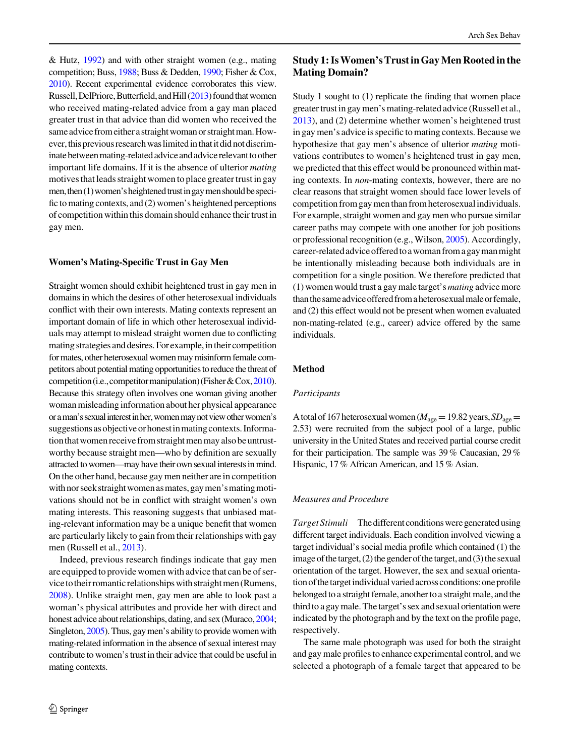& Hutz, 1992) and with other straight women (e.g., mating competition; Buss, 1988; Buss & Dedden, 1990; Fisher & Cox, 2010). Recent experimental evidence corroborates this view. Russell, DelPriore, Butterfield, and Hill (2013) found that women who received mating-related advice from a gay man placed greater trust in that advice than did women who received the same advice from either a straight woman or straight man. However, this previous research was limited in that it did not discriminate between mating-related advice and advice relevant to other important life domains. If it is the absence of ulterior *mating* motives that leads straight women to place greater trust in gay men, then (1) women's heightened trust in gay men should be specific to mating contexts, and (2) women's heightened perceptions of competition within this domain should enhance their trust in gay men.

### Women's Mating-Specific Trust in Gay Men

Straight women should exhibit heightened trust in gay men in domains in which the desires of other heterosexual individuals conflict with their own interests. Mating contexts represent an important domain of life in which other heterosexual individuals may attempt to mislead straight women due to conflicting mating strategies and desires. For example, in their competition for mates, other heterosexual women may misinform female competitors about potential mating opportunities to reduce the threat of competition (i.e., competitor manipulation) (Fisher & Cox, 2010). Because this strategy often involves one woman giving another woman misleading information about her physical appearance or a man's sexual interest in her, women may not view other women's suggestions as objective or honest in mating contexts. Information that women receive from straight men may also be untrustworthy because straight men—who by definition are sexually attracted to women—may have their own sexual interests in mind. On the other hand, because gay men neither are in competition with nor seek straight women as mates, gay men's mating motivations should not be in conflict with straight women's own mating interests. This reasoning suggests that unbiased mating-relevant information may be a unique benefit that women are particularly likely to gain from their relationships with gay men (Russell et al., 2013).

Indeed, previous research findings indicate that gay men are equipped to provide women with advice that can be of service to their romantic relationships with straight men (Rumens, 2008). Unlike straight men, gay men are able to look past a woman's physical attributes and provide her with direct and honest advice about relationships, dating, and sex (Muraco, 2004; Singleton, 2005). Thus, gay men's ability to provide women with mating-related information in the absence of sexual interest may contribute to women's trust in their advice that could be useful in mating contexts.

## Study 1: Is Women's Trust in Gay Men Rooted in the Mating Domain?

Study 1 sought to (1) replicate the finding that women place greater trust in gay men's mating-related advice (Russell et al., 2013), and (2) determine whether women's heightened trust in gay men's advice is specific to mating contexts. Because we hypothesize that gay men's absence of ulterior *mating* motivations contributes to women's heightened trust in gay men, we predicted that this effect would be pronounced within mating contexts. In *non*-mating contexts, however, there are no clear reasons that straight women should face lower levels of competition from gay men than from heterosexual individuals. For example, straight women and gay men who pursue similar career paths may compete with one another for job positions or professional recognition (e.g., Wilson, 2005). Accordingly, career-related advice offered to a woman from a gay man might be intentionally misleading because both individuals are in competition for a single position. We therefore predicted that (1) women would trust a gay male target's *mating* advice more than the same advice offered from a heterosexual male or female, and (2) this effect would not be present when women evaluated non-mating-related (e.g., career) advice offered by the same individuals.

### Method

#### Participants

A total of 167 heterosexual women ($M_{\text{age}} = 19.82$ years, $SD_{\text{age}} = 2.53$) were recruited from the subject pool of a large, public university in the United States and received partial course credit for their participation. The sample was 39 % Caucasian, 29 % Hispanic, 17 % African American, and 15 % Asian.

#### Measures and Procedure

*Target Stimuli* The different conditions were generated using different target individuals. Each condition involved viewing a target individual's social media profile which contained (1) the image of the target, (2) the gender of the target, and (3) the sexual orientation of the target. However, the sex and sexual orientation of the target individual varied across conditions: one profile belonged to a straight female, another to a straight male, and the third to a gay male. The target's sex and sexual orientation were indicated by the photograph and by the text on the profile page, respectively.

The same male photograph was used for both the straight and gay male profiles to enhance experimental control, and we selected a photograph of a female target that appeared to be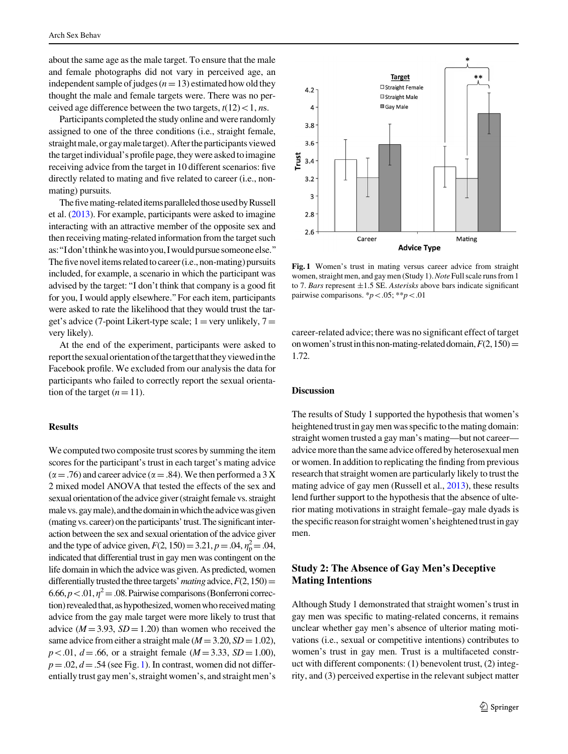about the same age as the male target. To ensure that the male and female photographs did not vary in perceived age, an independent sample of judges ($n = 13$) estimated how old they thought the male and female targets were. There was no perceived age difference between the two targets, $t(12) < 1$, *ns*.

Participants completed the study online and were randomly assigned to one of the three conditions (i.e., straight female, straight male, or gay male target). After the participants viewed the target individual's profile page, they were asked to imagine receiving advice from the target in 10 different scenarios: five directly related to mating and five related to career (i.e., non-mating) pursuits.

The five mating-related items paralleled those used by Russell et al. (2013). For example, participants were asked to imagine interacting with an attractive member of the opposite sex and then receiving mating-related information from the target such as: "I don't think he was into you, I would pursue someone else." The five novel items related to career (i.e., non-mating) pursuits included, for example, a scenario in which the participant was advised by the target: "I don't think that company is a good fit for you, I would apply elsewhere." For each item, participants were asked to rate the likelihood that they would trust the target's advice (7-point Likert-type scale; 1 = very unlikely, 7 = very likely).

At the end of the experiment, participants were asked to report the sexual orientation of the target that they viewed in the Facebook profile. We excluded from our analysis the data for participants who failed to correctly report the sexual orientation of the target ($n = 11$).

### Results

We computed two composite trust scores by summing the item scores for the participant's trust in each target's mating advice ($\alpha = .76$) and career advice ($\alpha = .84$). We then performed a 3 X 2 mixed model ANOVA that tested the effects of the sex and sexual orientation of the advice giver (straight female vs. straight male vs. gay male), and the domain in which the advice was given (mating vs. career) on the participants' trust. The significant interaction between the sex and sexual orientation of the advice giver and the type of advice given, $F(2, 150) = 3.21$, $p = .04$, $\eta_p^2 = .04$, indicated that differential trust in gay men was contingent on the life domain in which the advice was given. As predicted, women differentially trusted the three targets' *mating* advice, $F(2, 150) = 6.66$, $p < .01$, $\eta^2 = .08$. Pairwise comparisons (Bonferroni correction) revealed that, as hypothesized, women who received mating advice from the gay male target were more likely to trust that advice ($M = 3.93$, $SD = 1.20$) than women who received the same advice from either a straight male ($M = 3.20$, $SD = 1.02$), $p < .01$, $d = .66$, or a straight female ($M = 3.33$, $SD = 1.00$), $p = .02$, $d = .54$ (see Fig. 1). In contrast, women did not differentially trust gay men's, straight women's, and straight men's career-related advice; there was no significant effect of target on women's trust in this non-mating-related domain, $F(2, 150) = 1.72$.

**Fig. 1** Women's trust in mating versus career advice from straight women, straight men, and gay men (Study 1). *Note* Full scale runs from 1 to 7. *Bars* represent ±1.5 SE. *Asterisks* above bars indicate significant pairwise comparisons. $^{*}p < .05$; $^{**}p < .01$

### Discussion

The results of Study 1 supported the hypothesis that women's heightened trust in gay men was specific to the mating domain: straight women trusted a gay man's mating—but not career—advice more than the same advice offered by heterosexual men or women. In addition to replicating the finding from previous research that straight women are particularly likely to trust the mating advice of gay men (Russell et al., 2013), these results lend further support to the hypothesis that the absence of ulterior mating motivations in straight female–gay male dyads is the specific reason for straight women's heightened trust in gay men.

## Study 2: The Absence of Gay Men's Deceptive Mating Intentions

Although Study 1 demonstrated that straight women's trust in gay men was specific to mating-related concerns, it remains unclear whether gay men's absence of ulterior mating motivations (i.e., sexual or competitive intentions) contributes to women's trust in gay men. Trust is a multifaceted construct with different components: (1) benevolent trust, (2) integrity, and (3) perceived expertise in the relevant subject matter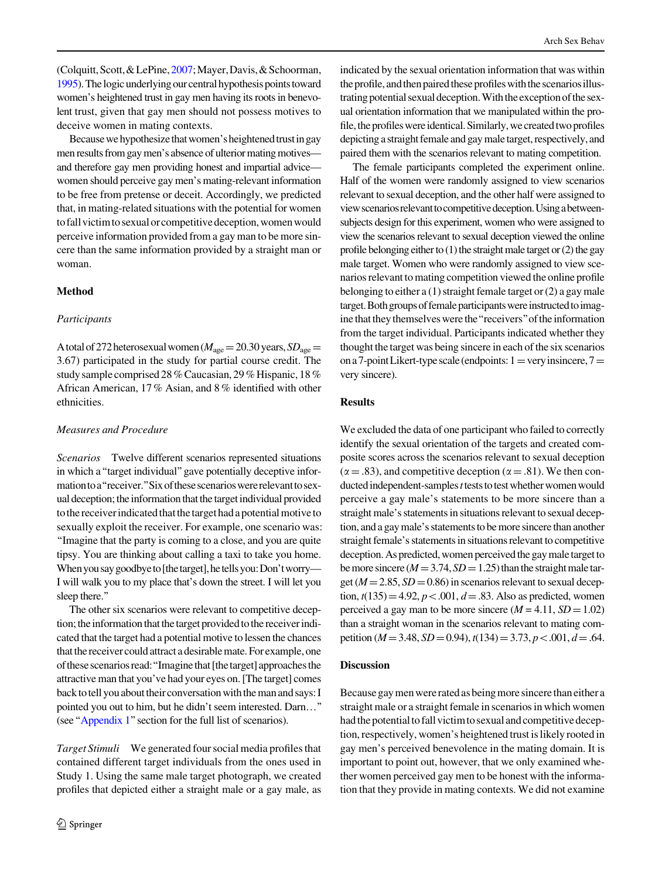(Colquitt, Scott, & LePine, 2007; Mayer, Davis, & Schoorman, 1995). The logic underlying our central hypothesis points toward women's heightened trust in gay men having its roots in benevolent trust, given that gay men should not possess motives to deceive women in mating contexts.

Because we hypothesize that women's heightened trust in gay men results from gay men's absence of ulterior mating motives—and therefore gay men providing honest and impartial advice—women should perceive gay men's mating-relevant information to be free from pretense or deceit. Accordingly, we predicted that, in mating-related situations with the potential for women to fall victim to sexual or competitive deception, women would perceive information provided from a gay man to be more sincere than the same information provided by a straight man or woman.

## Method

### *Participants*

A total of 272 heterosexual women ($M_{age} = 20.30$ years, $SD_{age} = 3.67$) participated in the study for partial course credit. The study sample comprised 28 % Caucasian, 29 % Hispanic, 18 % African American, 17 % Asian, and 8 % identified with other ethnicities.

### *Measures and Procedure*

*Scenarios* Twelve different scenarios represented situations in which a "target individual" gave potentially deceptive information to a "receiver." Six of these scenarios were relevant to sexual deception; the information that the target individual provided to the receiver indicated that the target had a potential motive to sexually exploit the receiver. For example, one scenario was: "Imagine that the party is coming to a close, and you are quite tipsy. You are thinking about calling a taxi to take you home. When you say goodbye to [the target], he tells you: Don't worry—I will walk you to my place that's down the street. I will let you sleep there."

The other six scenarios were relevant to competitive deception; the information that the target provided to the receiver indicated that the target had a potential motive to lessen the chances that the receiver could attract a desirable mate. For example, one of these scenarios read: "Imagine that [the target] approaches the attractive man that you've had your eyes on. [The target] comes back to tell you about their conversation with the man and says: I pointed you out to him, but he didn't seem interested. Darn…" (see "Appendix 1" section for the full list of scenarios).

*Target Stimuli* We generated four social media profiles that contained different target individuals from the ones used in Study 1. Using the same male target photograph, we created profiles that depicted either a straight male or a gay male, as indicated by the sexual orientation information that was within the profile, and then paired these profiles with the scenarios illustrating potential sexual deception. With the exception of the sexual orientation information that we manipulated within the profile, the profiles were identical. Similarly, we created two profiles depicting a straight female and gay male target, respectively, and paired them with the scenarios relevant to mating competition.

The female participants completed the experiment online. Half of the women were randomly assigned to view scenarios relevant to sexual deception, and the other half were assigned to view scenarios relevant to competitive deception. Using a between-subjects design for this experiment, women who were assigned to view the scenarios relevant to sexual deception viewed the online profile belonging either to (1) the straight male target or (2) the gay male target. Women who were randomly assigned to view scenarios relevant to mating competition viewed the online profile belonging to either a (1) straight female target or (2) a gay male target. Both groups of female participants were instructed to imagine that they themselves were the "receivers" of the information from the target individual. Participants indicated whether they thought the target was being sincere in each of the six scenarios on a 7-point Likert-type scale (endpoints: 1 = very insincere, 7 = very sincere).

## Results

We excluded the data of one participant who failed to correctly identify the sexual orientation of the targets and created composite scores across the scenarios relevant to sexual deception ($\alpha = .83$), and competitive deception ($\alpha = .81$). We then conducted independent-samples $t$ tests to test whether women would perceive a gay male's statements to be more sincere than a straight male's statements in situations relevant to sexual deception, and a gay male's statements to be more sincere than another straight female's statements in situations relevant to competitive deception. As predicted, women perceived the gay male target to be more sincere ($M = 3.74$, $SD = 1.25$) than the straight male target ($M = 2.85$, $SD = 0.86$) in scenarios relevant to sexual deception, $t(135) = 4.92$, $p < .001$, $d = .83$. Also as predicted, women perceived a gay man to be more sincere ($M = 4.11$, $SD = 1.02$) than a straight woman in the scenarios relevant to mating competition ($M = 3.48$, $SD = 0.94$), $t(134) = 3.73$, $p < .001$, $d = .64$.

## Discussion

Because gay men were rated as being more sincere than either a straight male or a straight female in scenarios in which women had the potential to fall victim to sexual and competitive deception, respectively, women's heightened trust is likely rooted in gay men's perceived benevolence in the mating domain. It is important to point out, however, that we only examined whether women perceived gay men to be honest with the information that they provide in mating contexts. We did not examine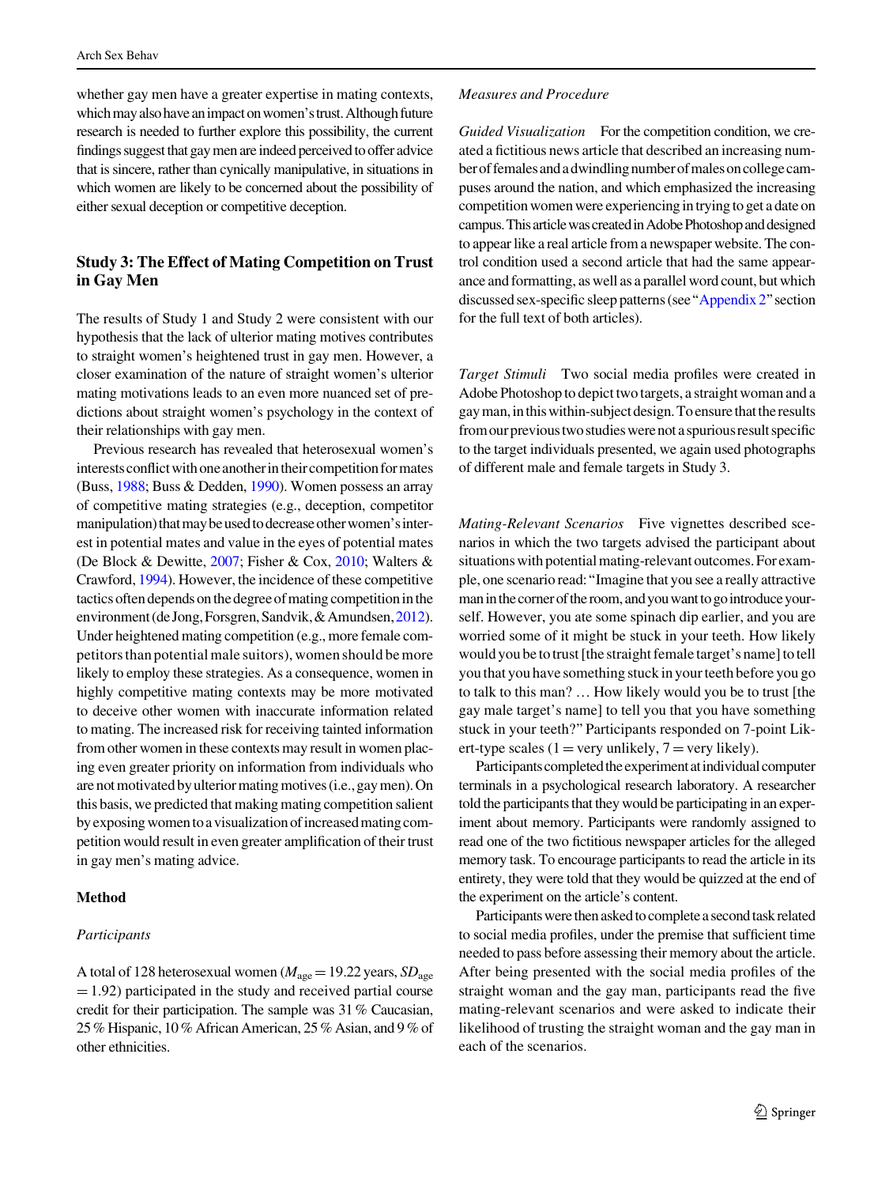whether gay men have a greater expertise in mating contexts, which may also have an impact on women's trust. Although future research is needed to further explore this possibility, the current findings suggest that gay men are indeed perceived to offer advice that is sincere, rather than cynically manipulative, in situations in which women are likely to be concerned about the possibility of either sexual deception or competitive deception.

## Study 3: The Effect of Mating Competition on Trust in Gay Men

The results of Study 1 and Study 2 were consistent with our hypothesis that the lack of ulterior mating motives contributes to straight women's heightened trust in gay men. However, a closer examination of the nature of straight women's ulterior mating motivations leads to an even more nuanced set of predictions about straight women's psychology in the context of their relationships with gay men.

Previous research has revealed that heterosexual women's interests conflict with one another in their competition for mates (Buss, 1988; Buss & Dedden, 1990). Women possess an array of competitive mating strategies (e.g., deception, competitor manipulation) that may be used to decrease other women's interest in potential mates and value in the eyes of potential mates (De Block & Dewitte, 2007; Fisher & Cox, 2010; Walters & Crawford, 1994). However, the incidence of these competitive tactics often depends on the degree of mating competition in the environment (de Jong, Forsgren, Sandvik, & Amundsen, 2012). Under heightened mating competition (e.g., more female competitors than potential male suitors), women should be more likely to employ these strategies. As a consequence, women in highly competitive mating contexts may be more motivated to deceive other women with inaccurate information related to mating. The increased risk for receiving tainted information from other women in these contexts may result in women placing even greater priority on information from individuals who are not motivated by ulterior mating motives (i.e., gay men). On this basis, we predicted that making mating competition salient by exposing women to a visualization of increased mating competition would result in even greater amplification of their trust in gay men's mating advice.

### Method

#### Participants

A total of 128 heterosexual women ($M_{age} = 19.22$ years, $SD_{age} = 1.92$) participated in the study and received partial course credit for their participation. The sample was 31 % Caucasian, 25 % Hispanic, 10 % African American, 25 % Asian, and 9 % of other ethnicities.

#### Measures and Procedure

*Guided Visualization* For the competition condition, we created a fictitious news article that described an increasing number of females and a dwindling number of males on college campuses around the nation, and which emphasized the increasing competition women were experiencing in trying to get a date on campus. This article was created in Adobe Photoshop and designed to appear like a real article from a newspaper website. The control condition used a second article that had the same appearance and formatting, as well as a parallel word count, but which discussed sex-specific sleep patterns (see "Appendix 2" section for the full text of both articles).

*Target Stimuli* Two social media profiles were created in Adobe Photoshop to depict two targets, a straight woman and a gay man, in this within-subject design. To ensure that the results from our previous two studies were not a spurious result specific to the target individuals presented, we again used photographs of different male and female targets in Study 3.

*Mating-Relevant Scenarios* Five vignettes described scenarios in which the two targets advised the participant about situations with potential mating-relevant outcomes. For example, one scenario read: "Imagine that you see a really attractive man in the corner of the room, and you want to go introduce yourself. However, you ate some spinach dip earlier, and you are worried some of it might be stuck in your teeth. How likely would you be to trust [the straight female target's name] to tell you that you have something stuck in your teeth before you go to talk to this man? … How likely would you be to trust [the gay male target's name] to tell you that you have something stuck in your teeth?" Participants responded on 7-point Likert-type scales (1 = very unlikely, 7 = very likely).

Participants completed the experiment at individual computer terminals in a psychological research laboratory. A researcher told the participants that they would be participating in an experiment about memory. Participants were randomly assigned to read one of the two fictitious newspaper articles for the alleged memory task. To encourage participants to read the article in its entirety, they were told that they would be quizzed at the end of the experiment on the article's content.

Participants were then asked to complete a second task related to social media profiles, under the premise that sufficient time needed to pass before assessing their memory about the article. After being presented with the social media profiles of the straight woman and the gay man, participants read the five mating-relevant scenarios and were asked to indicate their likelihood of trusting the straight woman and the gay man in each of the scenarios.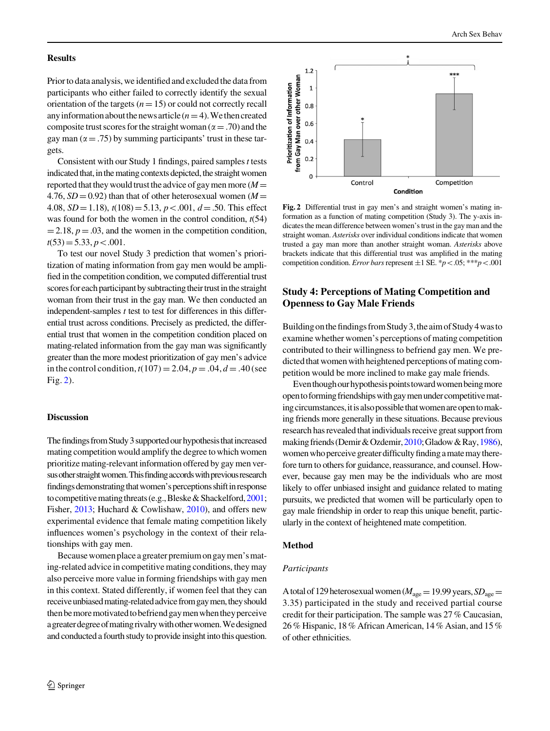## Results

Prior to data analysis, we identified and excluded the data from participants who either failed to correctly identify the sexual orientation of the targets ($n = 15$) or could not correctly recall any information about the news article ($n = 4$). We then created composite trust scores for the straight woman ($\alpha = .70$) and the gay man ($\alpha = .75$) by summing participants' trust in these targets.

Consistent with our Study 1 findings, paired samples *t* tests indicated that, in the mating contexts depicted, the straight women reported that they would trust the advice of gay men more ($M = 4.76$, $SD = 0.92$) than that of other heterosexual women ($M = 4.08$, $SD = 1.18$), $t(108) = 5.13$, $p < .001$, $d = .50$. This effect was found for both the women in the control condition, $t(54) = 2.18$, $p = .03$, and the women in the competition condition, $t(53) = 5.33$, $p < .001$.

To test our novel Study 3 prediction that women's prioritization of mating information from gay men would be amplified in the competition condition, we computed differential trust scores for each participant by subtracting their trust in the straight woman from their trust in the gay man. We then conducted an independent-samples *t* test to test for differences in this differential trust across conditions. Precisely as predicted, the differential trust that women in the competition condition placed on mating-related information from the gay man was significantly greater than the more modest prioritization of gay men's advice in the control condition, $t(107) = 2.04$, $p = .04$, $d = .40$ (see Fig. 2).

**Fig. 2** Differential trust in gay men's and straight women's mating information as a function of mating competition (Study 3). The y-axis indicates the mean difference between women's trust in the gay man and the straight woman. *Asterisks* over individual conditions indicate that women trusted a gay man more than another straight woman. *Asterisks* above brackets indicate that this differential trust was amplified in the mating competition condition. *Error bars* represent ±1 SE. *$p < .05$; ***$p < .001$

## Discussion

The findings from Study 3 supported our hypothesis that increased mating competition would amplify the degree to which women prioritize mating-relevant information offered by gay men versus other straight women. This finding accords with previous research findings demonstrating that women's perceptions shift in response to competitive mating threats (e.g., Bleske & Shackelford, 2001; Fisher, 2013; Huchard & Cowlishaw, 2010), and offers new experimental evidence that female mating competition likely influences women's psychology in the context of their relationships with gay men.

Because women place a greater premium on gay men's mating-related advice in competitive mating conditions, they may also perceive more value in forming friendships with gay men in this context. Stated differently, if women feel that they can receive unbiased mating-related advice from gay men, they should then be more motivated to befriend gay men when they perceive a greater degree of mating rivalry with other women. We designed and conducted a fourth study to provide insight into this question.

## Study 4: Perceptions of Mating Competition and Openness to Gay Male Friends

Building on the findings from Study 3, the aim of Study 4 was to examine whether women's perceptions of mating competition contributed to their willingness to befriend gay men. We predicted that women with heightened perceptions of mating competition would be more inclined to make gay male friends.

Even though our hypothesis points toward women being more open to forming friendships with gay men under competitive mating circumstances, it is also possible that women are open to making friends more generally in these situations. Because previous research has revealed that individuals receive great support from making friends (Demir & Ozdemir, 2010; Gladow & Ray, 1986), women who perceive greater difficulty finding a mate may therefore turn to others for guidance, reassurance, and counsel. However, because gay men may be the individuals who are most likely to offer unbiased insight and guidance related to mating pursuits, we predicted that women will be particularly open to gay male friendship in order to reap this unique benefit, particularly in the context of heightened mate competition.

### Method

#### *Participants*

A total of 129 heterosexual women ($M_{age} = 19.99$ years, $SD_{age} = 3.35$) participated in the study and received partial course credit for their participation. The sample was 27 % Caucasian, 26 % Hispanic, 18 % African American, 14 % Asian, and 15 % of other ethnicities.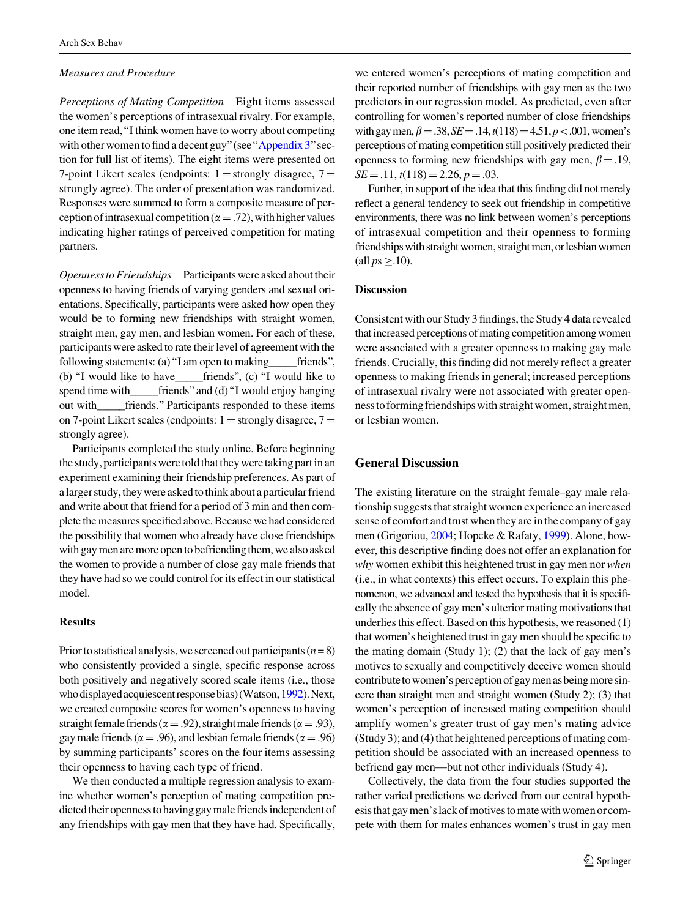*Measures and Procedure*

*Perceptions of Mating Competition* Eight items assessed the women's perceptions of intrasexual rivalry. For example, one item read, "I think women have to worry about competing with other women to find a decent guy" (see "Appendix 3" section for full list of items). The eight items were presented on 7-point Likert scales (endpoints: 1 = strongly disagree, 7 = strongly agree). The order of presentation was randomized. Responses were summed to form a composite measure of perception of intrasexual competition ($\alpha = .72$), with higher values indicating higher ratings of perceived competition for mating partners.

*Openness to Friendships* Participants were asked about their openness to having friends of varying genders and sexual orientations. Specifically, participants were asked how open they would be to forming new friendships with straight women, straight men, gay men, and lesbian women. For each of these, participants were asked to rate their level of agreement with the following statements: (a) "I am open to making_____friends", (b) "I would like to have_____friends", (c) "I would like to spend time with_____friends" and (d) "I would enjoy hanging out with_____friends." Participants responded to these items on 7-point Likert scales (endpoints: 1 = strongly disagree, 7 = strongly agree).

Participants completed the study online. Before beginning the study, participants were told that they were taking part in an experiment examining their friendship preferences. As part of a larger study, they were asked to think about a particular friend and write about that friend for a period of 3 min and then complete the measures specified above. Because we had considered the possibility that women who already have close friendships with gay men are more open to befriending them, we also asked the women to provide a number of close gay male friends that they have had so we could control for its effect in our statistical model.

### Results

Prior to statistical analysis, we screened out participants ($n = 8$) who consistently provided a single, specific response across both positively and negatively scored scale items (i.e., those who displayed acquiescent response bias) (Watson, 1992). Next, we created composite scores for women's openness to having straight female friends ($\alpha = .92$), straight male friends ($\alpha = .93$), gay male friends ($\alpha = .96$), and lesbian female friends ($\alpha = .96$) by summing participants' scores on the four items assessing their openness to having each type of friend.

We then conducted a multiple regression analysis to examine whether women's perception of mating competition predicted their openness to having gay male friends independent of any friendships with gay men that they have had. Specifically, we entered women's perceptions of mating competition and their reported number of friendships with gay men as the two predictors in our regression model. As predicted, even after controlling for women's reported number of close friendships with gay men, $\beta = .38$, $SE = .14$, $t(118) = 4.51$, $p < .001$, women's perceptions of mating competition still positively predicted their openness to forming new friendships with gay men, $\beta = .19$, $SE = .11$, $t(118) = 2.26$, $p = .03$.

Further, in support of the idea that this finding did not merely reflect a general tendency to seek out friendship in competitive environments, there was no link between women's perceptions of intrasexual competition and their openness to forming friendships with straight women, straight men, or lesbian women (all $ps \geq .10$).

### Discussion

Consistent with our Study 3 findings, the Study 4 data revealed that increased perceptions of mating competition among women were associated with a greater openness to making gay male friends. Crucially, this finding did not merely reflect a greater openness to making friends in general; increased perceptions of intrasexual rivalry were not associated with greater openness to forming friendships with straight women, straight men, or lesbian women.

## General Discussion

The existing literature on the straight female–gay male relationship suggests that straight women experience an increased sense of comfort and trust when they are in the company of gay men (Grigoriou, 2004; Hopcke & Rafaty, 1999). Alone, however, this descriptive finding does not offer an explanation for *why* women exhibit this heightened trust in gay men nor *when* (i.e., in what contexts) this effect occurs. To explain this phenomenon, we advanced and tested the hypothesis that it is specifically the absence of gay men's ulterior mating motivations that underlies this effect. Based on this hypothesis, we reasoned (1) that women's heightened trust in gay men should be specific to the mating domain (Study 1); (2) that the lack of gay men's motives to sexually and competitively deceive women should contribute to women's perception of gay men as being more sincere than straight men and straight women (Study 2); (3) that women's perception of increased mating competition should amplify women's greater trust of gay men's mating advice (Study 3); and (4) that heightened perceptions of mating competition should be associated with an increased openness to befriend gay men—but not other individuals (Study 4).

Collectively, the data from the four studies supported the rather varied predictions we derived from our central hypothesis that gay men's lack of motives to mate with women or compete with them for mates enhances women's trust in gay men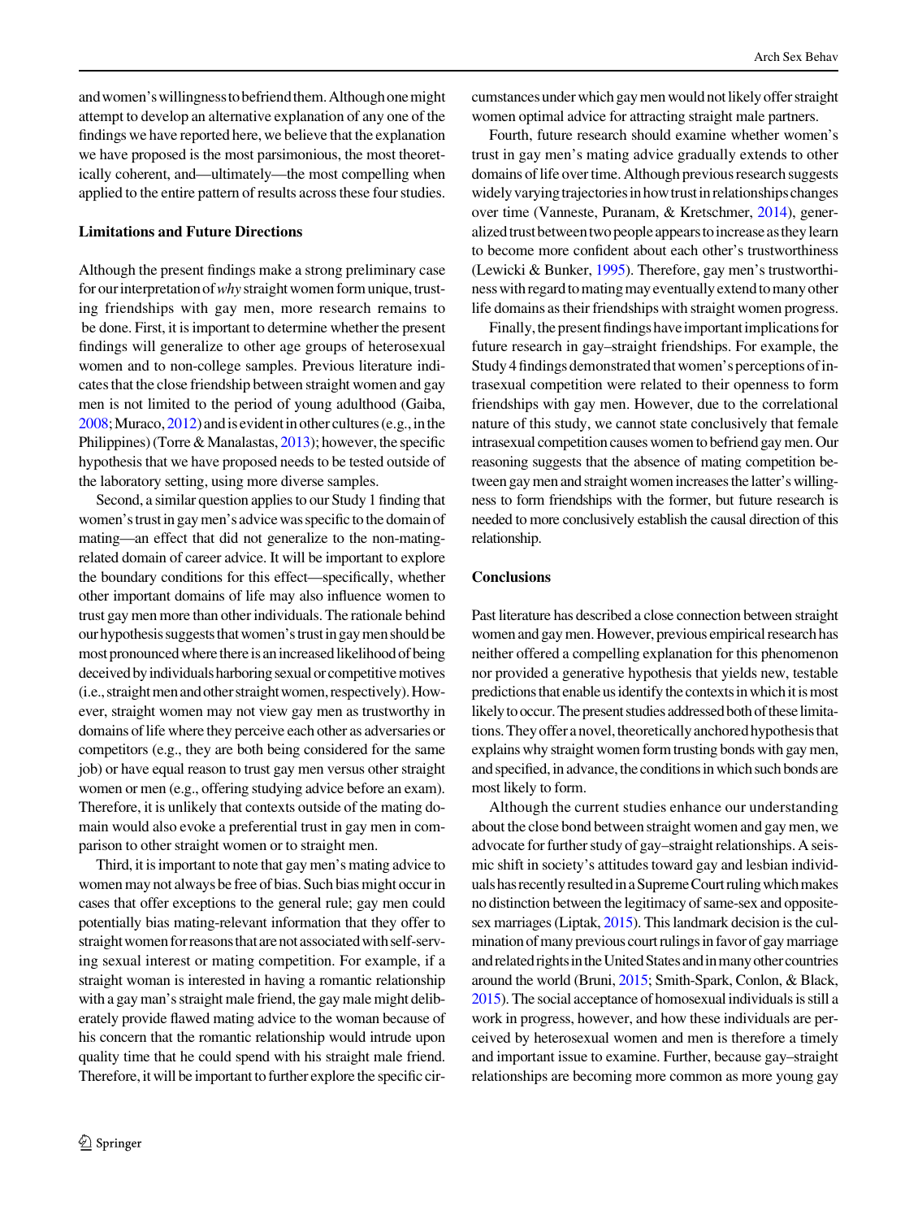and women's willingness to befriend them. Although one might attempt to develop an alternative explanation of any one of the findings we have reported here, we believe that the explanation we have proposed is the most parsimonious, the most theoretically coherent, and—ultimately—the most compelling when applied to the entire pattern of results across these four studies.

### Limitations and Future Directions

Although the present findings make a strong preliminary case for our interpretation of *why* straight women form unique, trusting friendships with gay men, more research remains to be done. First, it is important to determine whether the present findings will generalize to other age groups of heterosexual women and to non-college samples. Previous literature indicates that the close friendship between straight women and gay men is not limited to the period of young adulthood (Gaiba, 2008; Muraco, 2012) and is evident in other cultures (e.g., in the Philippines) (Torre & Manalastas, 2013); however, the specific hypothesis that we have proposed needs to be tested outside of the laboratory setting, using more diverse samples.

Second, a similar question applies to our Study 1 finding that women's trust in gay men's advice was specific to the domain of mating—an effect that did not generalize to the non-mating-related domain of career advice. It will be important to explore the boundary conditions for this effect—specifically, whether other important domains of life may also influence women to trust gay men more than other individuals. The rationale behind our hypothesis suggests that women's trust in gay men should be most pronounced where there is an increased likelihood of being deceived by individuals harboring sexual or competitive motives (i.e., straight men and other straight women, respectively). However, straight women may not view gay men as trustworthy in domains of life where they perceive each other as adversaries or competitors (e.g., they are both being considered for the same job) or have equal reason to trust gay men versus other straight women or men (e.g., offering studying advice before an exam). Therefore, it is unlikely that contexts outside of the mating domain would also evoke a preferential trust in gay men in comparison to other straight women or to straight men.

Third, it is important to note that gay men's mating advice to women may not always be free of bias. Such bias might occur in cases that offer exceptions to the general rule; gay men could potentially bias mating-relevant information that they offer to straight women for reasons that are not associated with self-serving sexual interest or mating competition. For example, if a straight woman is interested in having a romantic relationship with a gay man's straight male friend, the gay male might deliberately provide flawed mating advice to the woman because of his concern that the romantic relationship would intrude upon quality time that he could spend with his straight male friend. Therefore, it will be important to further explore the specific circumstances under which gay men would not likely offer straight women optimal advice for attracting straight male partners.

Fourth, future research should examine whether women's trust in gay men's mating advice gradually extends to other domains of life over time. Although previous research suggests widely varying trajectories in how trust in relationships changes over time (Vanneste, Puranam, & Kretschmer, 2014), generalized trust between two people appears to increase as they learn to become more confident about each other's trustworthiness (Lewicki & Bunker, 1995). Therefore, gay men's trustworthiness with regard to mating may eventually extend to many other life domains as their friendships with straight women progress.

Finally, the present findings have important implications for future research in gay–straight friendships. For example, the Study 4 findings demonstrated that women's perceptions of intrasexual competition were related to their openness to form friendships with gay men. However, due to the correlational nature of this study, we cannot state conclusively that female intrasexual competition causes women to befriend gay men. Our reasoning suggests that the absence of mating competition between gay men and straight women increases the latter's willingness to form friendships with the former, but future research is needed to more conclusively establish the causal direction of this relationship.

### Conclusions

Past literature has described a close connection between straight women and gay men. However, previous empirical research has neither offered a compelling explanation for this phenomenon nor provided a generative hypothesis that yields new, testable predictions that enable us identify the contexts in which it is most likely to occur. The present studies addressed both of these limitations. They offer a novel, theoretically anchored hypothesis that explains why straight women form trusting bonds with gay men, and specified, in advance, the conditions in which such bonds are most likely to form.

Although the current studies enhance our understanding about the close bond between straight women and gay men, we advocate for further study of gay–straight relationships. A seismic shift in society's attitudes toward gay and lesbian individuals has recently resulted in a Supreme Court ruling which makes no distinction between the legitimacy of same-sex and opposite-sex marriages (Liptak, 2015). This landmark decision is the culmination of many previous court rulings in favor of gay marriage and related rights in the United States and in many other countries around the world (Bruni, 2015; Smith-Spark, Conlon, & Black, 2015). The social acceptance of homosexual individuals is still a work in progress, however, and how these individuals are perceived by heterosexual women and men is therefore a timely and important issue to examine. Further, because gay–straight relationships are becoming more common as more young gay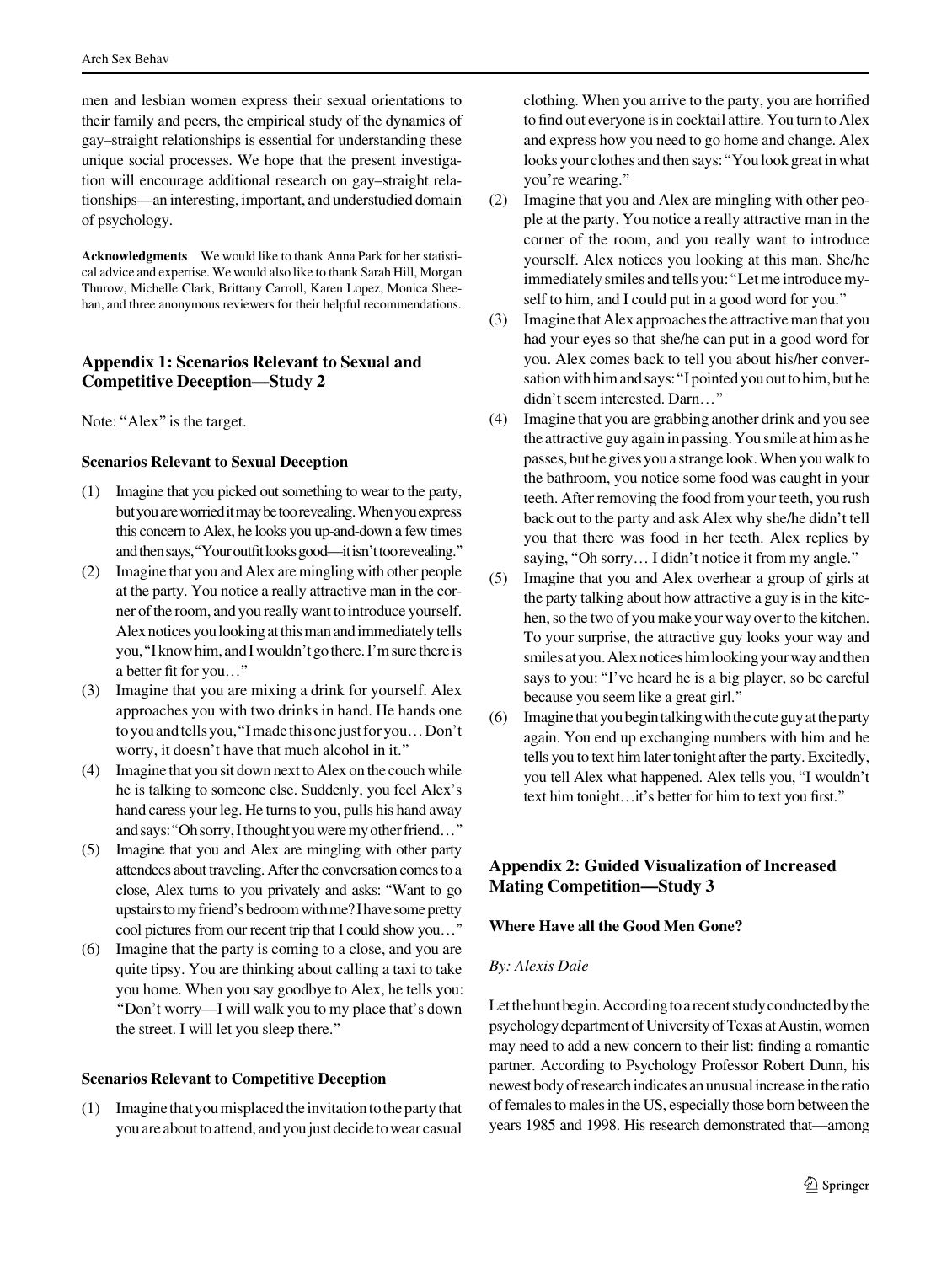men and lesbian women express their sexual orientations to their family and peers, the empirical study of the dynamics of gay–straight relationships is essential for understanding these unique social processes. We hope that the present investigation will encourage additional research on gay–straight relationships—an interesting, important, and understudied domain of psychology.

**Acknowledgments** We would like to thank Anna Park for her statistical advice and expertise. We would also like to thank Sarah Hill, Morgan Thurow, Michelle Clark, Brittany Carroll, Karen Lopez, Monica Sheehan, and three anonymous reviewers for their helpful recommendations.

## Appendix 1: Scenarios Relevant to Sexual and Competitive Deception—Study 2

Note: "Alex" is the target.

### Scenarios Relevant to Sexual Deception

(1) Imagine that you picked out something to wear to the party, but you are worried it may be too revealing. When you express this concern to Alex, he looks you up-and-down a few times and then says, "Your outfit looks good—it isn't too revealing."

(2) Imagine that you and Alex are mingling with other people at the party. You notice a really attractive man in the corner of the room, and you really want to introduce yourself. Alex notices you looking at this man and immediately tells you, "I know him, and I wouldn't go there. I'm sure there is a better fit for you…"

(3) Imagine that you are mixing a drink for yourself. Alex approaches you with two drinks in hand. He hands one to you and tells you, "I made this one just for you… Don't worry, it doesn't have that much alcohol in it."

(4) Imagine that you sit down next to Alex on the couch while he is talking to someone else. Suddenly, you feel Alex's hand caress your leg. He turns to you, pulls his hand away and says: "Oh sorry, I thought you were my other friend…"

(5) Imagine that you and Alex are mingling with other party attendees about traveling. After the conversation comes to a close, Alex turns to you privately and asks: "Want to go upstairs to my friend's bedroom with me? I have some pretty cool pictures from our recent trip that I could show you…"

(6) Imagine that the party is coming to a close, and you are quite tipsy. You are thinking about calling a taxi to take you home. When you say goodbye to Alex, he tells you: "Don't worry—I will walk you to my place that's down the street. I will let you sleep there."

### Scenarios Relevant to Competitive Deception

(1) Imagine that you misplaced the invitation to the party that you are about to attend, and you just decide to wear casual clothing. When you arrive to the party, you are horrified to find out everyone is in cocktail attire. You turn to Alex and express how you need to go home and change. Alex looks your clothes and then says: "You look great in what you're wearing."

(2) Imagine that you and Alex are mingling with other people at the party. You notice a really attractive man in the corner of the room, and you really want to introduce yourself. Alex notices you looking at this man. She/he immediately smiles and tells you: "Let me introduce myself to him, and I could put in a good word for you."

(3) Imagine that Alex approaches the attractive man that you had your eyes so that she/he can put in a good word for you. Alex comes back to tell you about his/her conversation with him and says: "I pointed you out to him, but he didn't seem interested. Darn…"

(4) Imagine that you are grabbing another drink and you see the attractive guy again in passing. You smile at him as he passes, but he gives you a strange look. When you walk to the bathroom, you notice some food was caught in your teeth. After removing the food from your teeth, you rush back out to the party and ask Alex why she/he didn't tell you that there was food in her teeth. Alex replies by saying, "Oh sorry… I didn't notice it from my angle."

(5) Imagine that you and Alex overhear a group of girls at the party talking about how attractive a guy is in the kitchen, so the two of you make your way over to the kitchen. To your surprise, the attractive guy looks your way and smiles at you. Alex notices him looking your way and then says to you: "I've heard he is a big player, so be careful because you seem like a great girl."

(6) Imagine that you begin talking with the cute guy at the party again. You end up exchanging numbers with him and he tells you to text him later tonight after the party. Excitedly, you tell Alex what happened. Alex tells you, "I wouldn't text him tonight…it's better for him to text you first."

## Appendix 2: Guided Visualization of Increased Mating Competition—Study 3

### Where Have all the Good Men Gone?

*By: Alexis Dale*

Let the hunt begin. According to a recent study conducted by the psychology department of University of Texas at Austin, women may need to add a new concern to their list: finding a romantic partner. According to Psychology Professor Robert Dunn, his newest body of research indicates an unusual increase in the ratio of females to males in the US, especially those born between the years 1985 and 1998. His research demonstrated that—among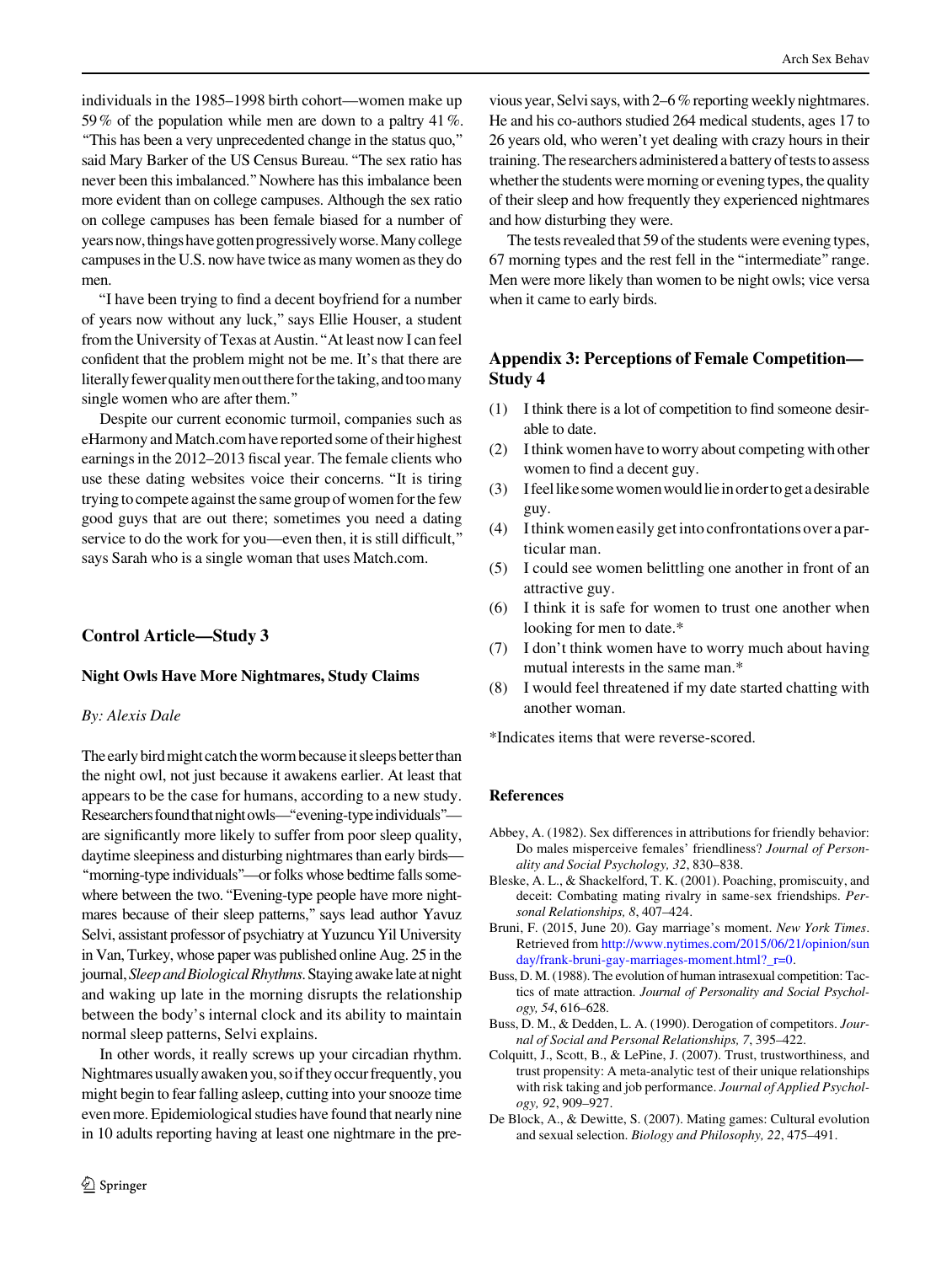individuals in the 1985–1998 birth cohort—women make up 59 % of the population while men are down to a paltry 41 %. "This has been a very unprecedented change in the status quo," said Mary Barker of the US Census Bureau. "The sex ratio has never been this imbalanced." Nowhere has this imbalance been more evident than on college campuses. Although the sex ratio on college campuses has been female biased for a number of years now, things have gotten progressively worse. Many college campuses in the U.S. now have twice as many women as they do men.

"I have been trying to find a decent boyfriend for a number of years now without any luck," says Ellie Houser, a student from the University of Texas at Austin. "At least now I can feel confident that the problem might not be me. It's that there are literally fewer quality men out there for the taking, and too many single women who are after them."

Despite our current economic turmoil, companies such as eHarmony and Match.com have reported some of their highest earnings in the 2012–2013 fiscal year. The female clients who use these dating websites voice their concerns. "It is tiring trying to compete against the same group of women for the few good guys that are out there; sometimes you need a dating service to do the work for you—even then, it is still difficult," says Sarah who is a single woman that uses Match.com.

## Control Article—Study 3

### Night Owls Have More Nightmares, Study Claims

*By: Alexis Dale*

The early bird might catch the worm because it sleeps better than the night owl, not just because it awakens earlier. At least that appears to be the case for humans, according to a new study. Researchers found that night owls—"evening-type individuals"—are significantly more likely to suffer from poor sleep quality, daytime sleepiness and disturbing nightmares than early birds—"morning-type individuals"—or folks whose bedtime falls somewhere between the two. "Evening-type people have more nightmares because of their sleep patterns," says lead author Yavuz Selvi, assistant professor of psychiatry at Yuzuncu Yil University in Van, Turkey, whose paper was published online Aug. 25 in the journal, *Sleep and Biological Rhythms*. Staying awake late at night and waking up late in the morning disrupts the relationship between the body's internal clock and its ability to maintain normal sleep patterns, Selvi explains.

In other words, it really screws up your circadian rhythm. Nightmares usually awaken you, so if they occur frequently, you might begin to fear falling asleep, cutting into your snooze time even more. Epidemiological studies have found that nearly nine in 10 adults reporting having at least one nightmare in the previous year, Selvi says, with 2–6 % reporting weekly nightmares. He and his co-authors studied 264 medical students, ages 17 to 26 years old, who weren't yet dealing with crazy hours in their training. The researchers administered a battery of tests to assess whether the students were morning or evening types, the quality of their sleep and how frequently they experienced nightmares and how disturbing they were.

The tests revealed that 59 of the students were evening types, 67 morning types and the rest fell in the "intermediate" range. Men were more likely than women to be night owls; vice versa when it came to early birds.

## Appendix 3: Perceptions of Female Competition—Study 4

(1) I think there is a lot of competition to find someone desirable to date.
(2) I think women have to worry about competing with other women to find a decent guy.
(3) I feel like some women would lie in order to get a desirable guy.
(4) I think women easily get into confrontations over a particular man.
(5) I could see women belittling one another in front of an attractive guy.
(6) I think it is safe for women to trust one another when looking for men to date.*
(7) I don't think women have to worry much about having mutual interests in the same man.*
(8) I would feel threatened if my date started chatting with another woman.

*Indicates items that were reverse-scored.

## References

Abbey, A. (1982). Sex differences in attributions for friendly behavior: Do males misperceive females' friendliness? *Journal of Personality and Social Psychology, 32*, 830–838.

Bleske, A. L., & Shackelford, T. K. (2001). Poaching, promiscuity, and deceit: Combating mating rivalry in same-sex friendships. *Personal Relationships, 8*, 407–424.

Bruni, F. (2015, June 20). Gay marriage's moment. *New York Times*. Retrieved from http://www.nytimes.com/2015/06/21/opinion/sunday/frank-bruni-gay-marriages-moment.html?_r=0.

Buss, D. M. (1988). The evolution of human intrasexual competition: Tactics of mate attraction. *Journal of Personality and Social Psychology, 54*, 616–628.

Buss, D. M., & Dedden, L. A. (1990). Derogation of competitors. *Journal of Social and Personal Relationships, 7*, 395–422.

Colquitt, J., Scott, B., & LePine, J. (2007). Trust, trustworthiness, and trust propensity: A meta-analytic test of their unique relationships with risk taking and job performance. *Journal of Applied Psychology, 92*, 909–927.

De Block, A., & Dewitte, S. (2007). Mating games: Cultural evolution and sexual selection. *Biology and Philosophy, 22*, 475–491.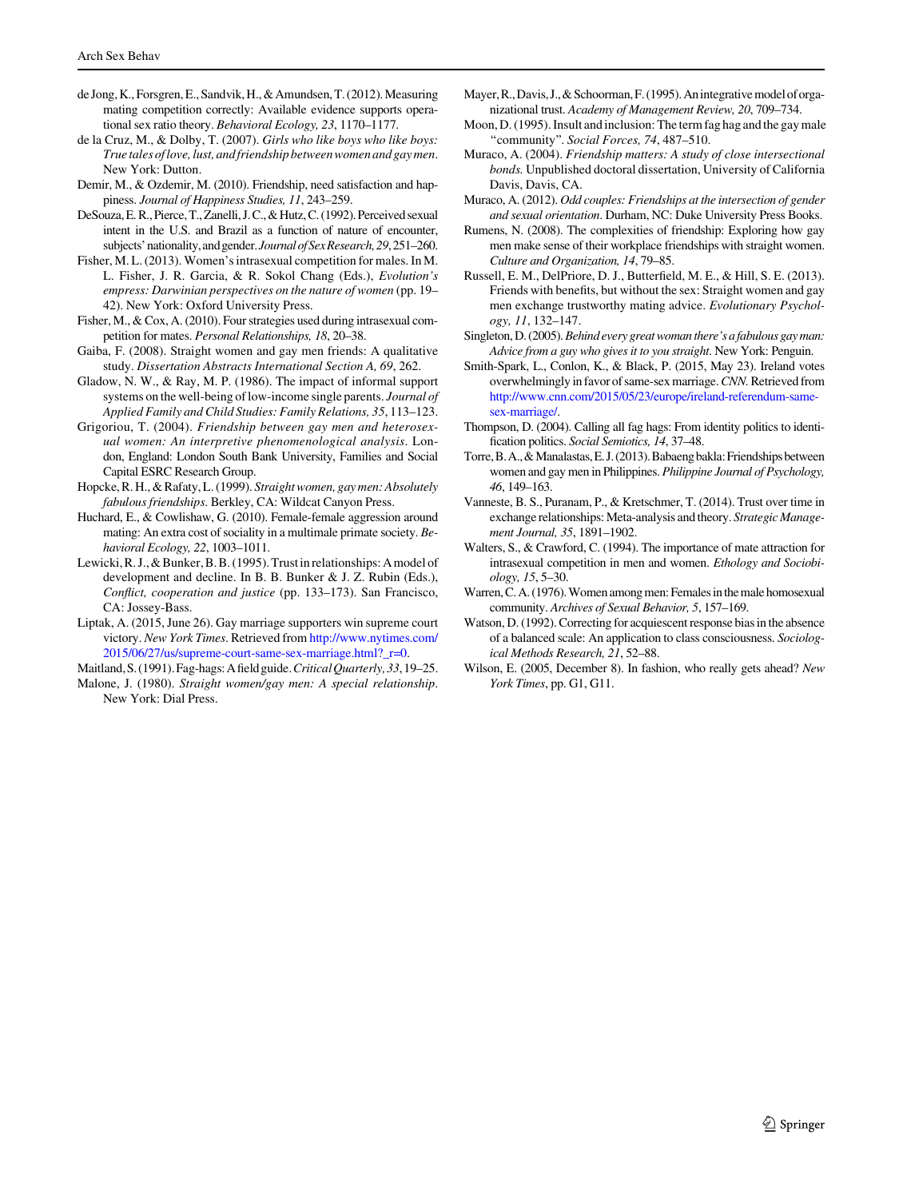de Jong, K., Forsgren, E., Sandvik, H., & Amundsen, T. (2012). Measuring mating competition correctly: Available evidence supports operational sex ratio theory. *Behavioral Ecology, 23*, 1170–1177.

de la Cruz, M., & Dolby, T. (2007). *Girls who like boys who like boys: True tales of love, lust, and friendship between women and gay men*. New York: Dutton.

Demir, M., & Ozdemir, M. (2010). Friendship, need satisfaction and happiness. *Journal of Happiness Studies, 11*, 243–259.

DeSouza, E. R., Pierce, T., Zanelli, J. C., & Hutz, C. (1992). Perceived sexual intent in the U.S. and Brazil as a function of nature of encounter, subjects' nationality, and gender. *Journal of Sex Research, 29*, 251–260.

Fisher, M. L. (2013). Women's intrasexual competition for males. In M. L. Fisher, J. R. Garcia, & R. Sokol Chang (Eds.), *Evolution's empress: Darwinian perspectives on the nature of women* (pp. 19–42). New York: Oxford University Press.

Fisher, M., & Cox, A. (2010). Four strategies used during intrasexual competition for mates. *Personal Relationships, 18*, 20–38.

Gaiba, F. (2008). Straight women and gay men friends: A qualitative study. *Dissertation Abstracts International Section A, 69*, 262.

Gladow, N. W., & Ray, M. P. (1986). The impact of informal support systems on the well-being of low-income single parents. *Journal of Applied Family and Child Studies: Family Relations, 35*, 113–123.

Grigoriou, T. (2004). *Friendship between gay men and heterosexual women: An interpretive phenomenological analysis*. London, England: London South Bank University, Families and Social Capital ESRC Research Group.

Hopcke, R. H., & Rafaty, L. (1999). *Straight women, gay men: Absolutely fabulous friendships*. Berkley, CA: Wildcat Canyon Press.

Huchard, E., & Cowlishaw, G. (2010). Female-female aggression around mating: An extra cost of sociality in a multimale primate society. *Behavioral Ecology, 22*, 1003–1011.

Lewicki, R. J., & Bunker, B. B. (1995). Trust in relationships: A model of development and decline. In B. B. Bunker & J. Z. Rubin (Eds.), *Conflict, cooperation and justice* (pp. 133–173). San Francisco, CA: Jossey-Bass.

Liptak, A. (2015, June 26). Gay marriage supporters win supreme court victory. *New York Times*. Retrieved from http://www.nytimes.com/2015/06/27/us/supreme-court-same-sex-marriage.html?_r=0.

Maitland, S. (1991). Fag-hags: A field guide. *Critical Quarterly, 33*, 19–25.

Malone, J. (1980). *Straight women/gay men: A special relationship*. New York: Dial Press.

Mayer, R., Davis, J., & Schoorman, F. (1995). An integrative model of organizational trust. *Academy of Management Review, 20*, 709–734.

Moon, D. (1995). Insult and inclusion: The term fag hag and the gay male "community". *Social Forces, 74*, 487–510.

Muraco, A. (2004). *Friendship matters: A study of close intersectional bonds*. Unpublished doctoral dissertation, University of California Davis, Davis, CA.

Muraco, A. (2012). *Odd couples: Friendships at the intersection of gender and sexual orientation*. Durham, NC: Duke University Press Books.

Rumens, N. (2008). The complexities of friendship: Exploring how gay men make sense of their workplace friendships with straight women. *Culture and Organization, 14*, 79–85.

Russell, E. M., DelPriore, D. J., Butterfield, M. E., & Hill, S. E. (2013). Friends with benefits, but without the sex: Straight women and gay men exchange trustworthy mating advice. *Evolutionary Psychology, 11*, 132–147.

Singleton, D. (2005). *Behind every great woman there's a fabulous gay man: Advice from a guy who gives it to you straight*. New York: Penguin.

Smith-Spark, L., Conlon, K., & Black, P. (2015, May 23). Ireland votes overwhelmingly in favor of same-sex marriage. *CNN*. Retrieved from http://www.cnn.com/2015/05/23/europe/ireland-referendum-same-sex-marriage/.

Thompson, D. (2004). Calling all fag hags: From identity politics to identification politics. *Social Semiotics, 14*, 37–48.

Torre, B. A., & Manalastas, E. J. (2013). Babaeng bakla: Friendships between women and gay men in Philippines. *Philippine Journal of Psychology, 46*, 149–163.

Vanneste, B. S., Puranam, P., & Kretschmer, T. (2014). Trust over time in exchange relationships: Meta-analysis and theory. *Strategic Management Journal, 35*, 1891–1902.

Walters, S., & Crawford, C. (1994). The importance of mate attraction for intrasexual competition in men and women. *Ethology and Sociobiology, 15*, 5–30.

Warren, C. A. (1976). Women among men: Females in the male homosexual community. *Archives of Sexual Behavior, 5*, 157–169.

Watson, D. (1992). Correcting for acquiescent response bias in the absence of a balanced scale: An application to class consciousness. *Sociological Methods Research, 21*, 52–88.

Wilson, E. (2005, December 8). In fashion, who really gets ahead? *New York Times*, pp. G1, G11.